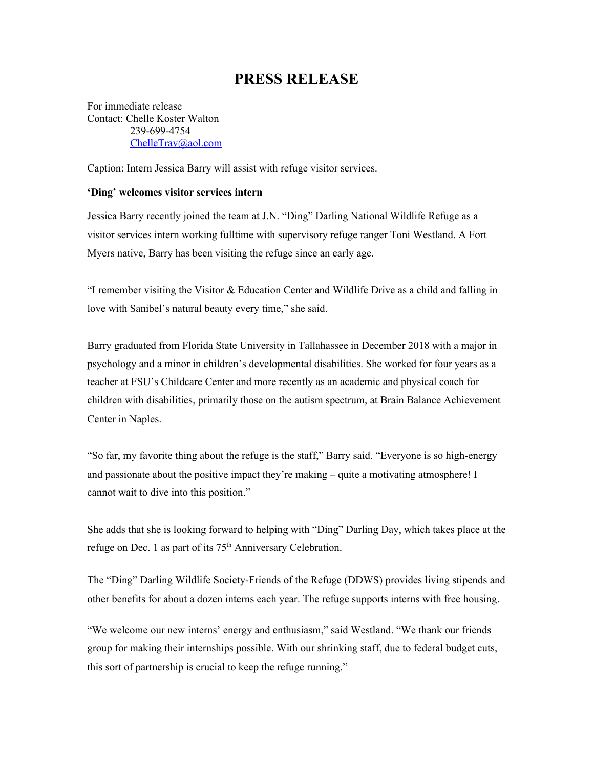# PRESS RELEASE

For immediate release
Contact: Chelle Koster Walton
239-699-4754
ChelleTrav@aol.com

Caption: Intern Jessica Barry will assist with refuge visitor services.

**'Ding' welcomes visitor services intern**

Jessica Barry recently joined the team at J.N. "Ding" Darling National Wildlife Refuge as a visitor services intern working fulltime with supervisory refuge ranger Toni Westland. A Fort Myers native, Barry has been visiting the refuge since an early age.

"I remember visiting the Visitor & Education Center and Wildlife Drive as a child and falling in love with Sanibel's natural beauty every time," she said.

Barry graduated from Florida State University in Tallahassee in December 2018 with a major in psychology and a minor in children's developmental disabilities. She worked for four years as a teacher at FSU's Childcare Center and more recently as an academic and physical coach for children with disabilities, primarily those on the autism spectrum, at Brain Balance Achievement Center in Naples.

"So far, my favorite thing about the refuge is the staff," Barry said. "Everyone is so high-energy and passionate about the positive impact they're making – quite a motivating atmosphere! I cannot wait to dive into this position."

She adds that she is looking forward to helping with "Ding" Darling Day, which takes place at the refuge on Dec. 1 as part of its 75th Anniversary Celebration.

The "Ding" Darling Wildlife Society-Friends of the Refuge (DDWS) provides living stipends and other benefits for about a dozen interns each year. The refuge supports interns with free housing.

"We welcome our new interns' energy and enthusiasm," said Westland. "We thank our friends group for making their internships possible. With our shrinking staff, due to federal budget cuts, this sort of partnership is crucial to keep the refuge running."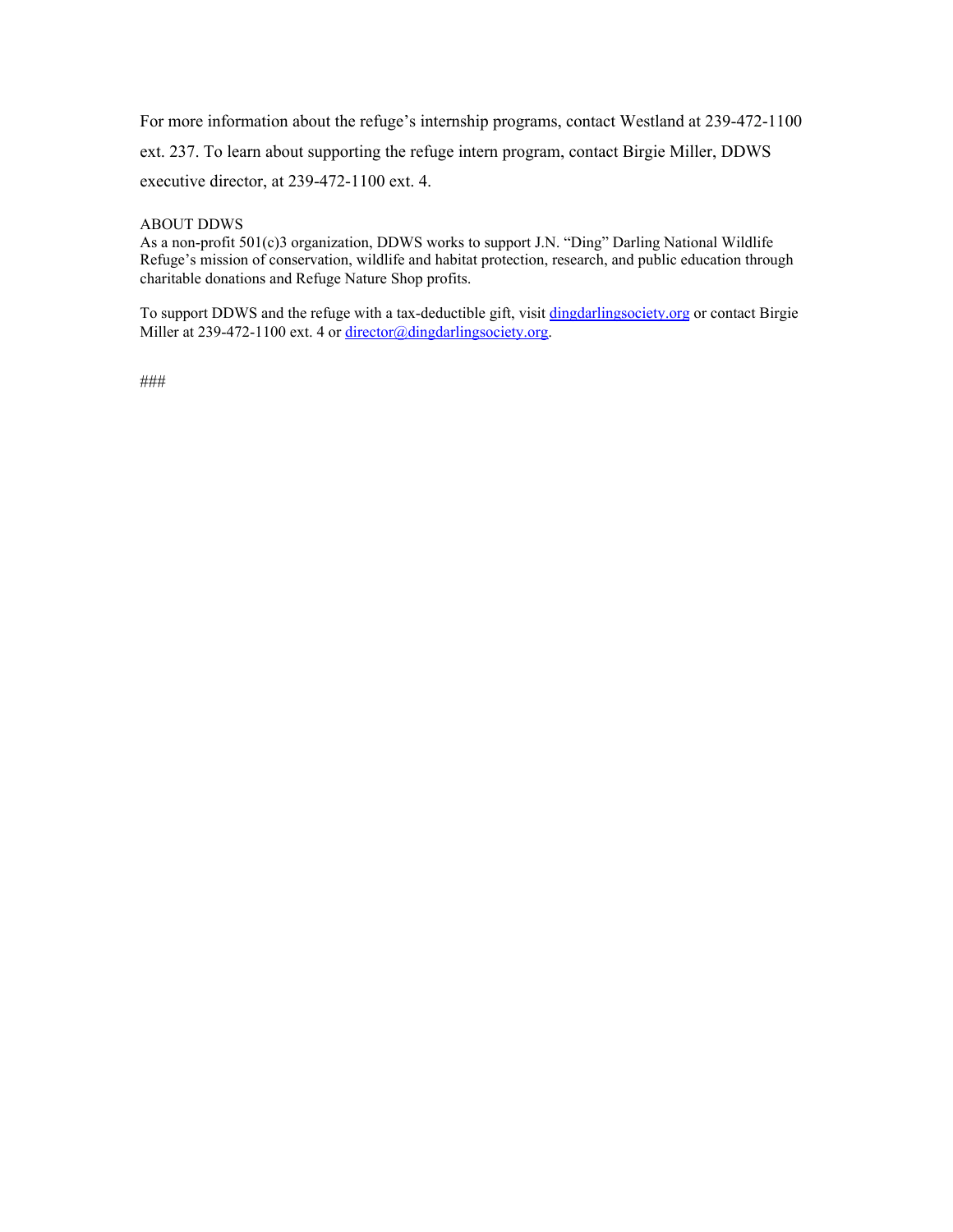For more information about the refuge's internship programs, contact Westland at 239-472-1100 ext. 237. To learn about supporting the refuge intern program, contact Birgie Miller, DDWS executive director, at 239-472-1100 ext. 4.

ABOUT DDWS
As a non-profit 501(c)3 organization, DDWS works to support J.N. "Ding" Darling National Wildlife Refuge's mission of conservation, wildlife and habitat protection, research, and public education through charitable donations and Refuge Nature Shop profits.

To support DDWS and the refuge with a tax-deductible gift, visit dingdarlingsociety.org or contact Birgie Miller at 239-472-1100 ext. 4 or director@dingdarlingsociety.org.

###